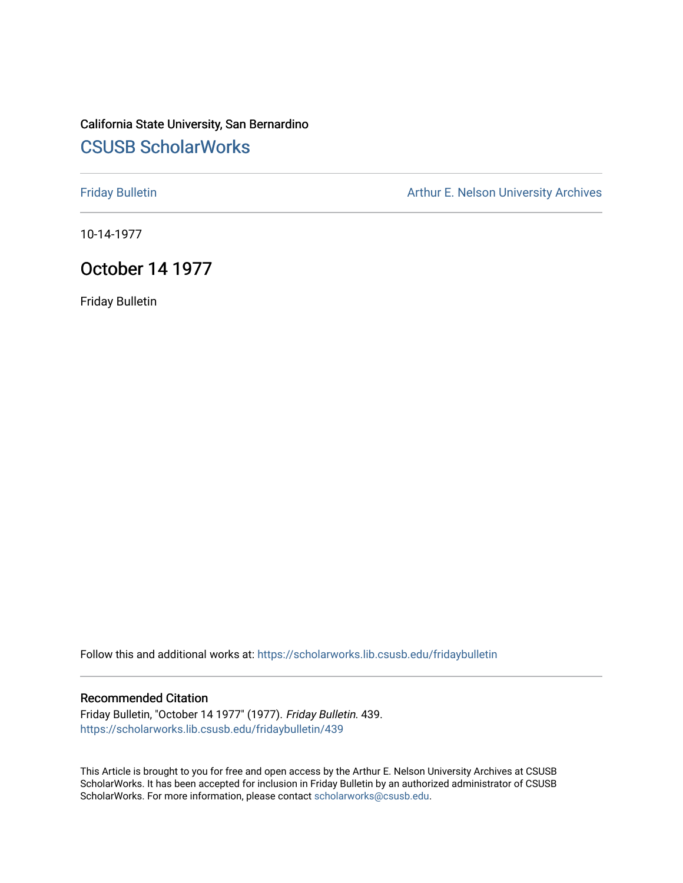California State University, San Bernardino

# CSUSB ScholarWorks

Friday Bulletin

Arthur E. Nelson University Archives

10-14-1977

## October 14 1977

Friday Bulletin

Follow this and additional works at: https://scholarworks.lib.csusb.edu/fridaybulletin

### Recommended Citation

Friday Bulletin, "October 14 1977" (1977). *Friday Bulletin*. 439.
https://scholarworks.lib.csusb.edu/fridaybulletin/439

This Article is brought to you for free and open access by the Arthur E. Nelson University Archives at CSUSB ScholarWorks. It has been accepted for inclusion in Friday Bulletin by an authorized administrator of CSUSB ScholarWorks. For more information, please contact scholarworks@csusb.edu.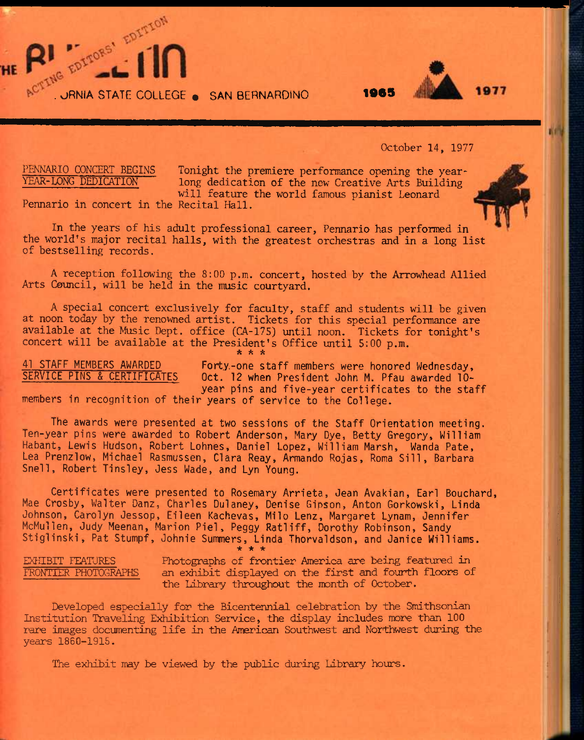THE BULLETIN ACTING EDITORS' EDITION

CALIFORNIA STATE COLLEGE • SAN BERNARDINO 1965 1977

October 14, 1977

## PENNARIO CONCERT BEGINS YEAR-LONG DEDICATION

Tonight the premiere performance opening the year-long dedication of the new Creative Arts Building will feature the world famous pianist Leonard Pennario in concert in the Recital Hall.

In the years of his adult professional career, Pennario has performed in the world's major recital halls, with the greatest orchestras and in a long list of bestselling records.

A reception following the 8:00 p.m. concert, hosted by the Arrowhead Allied Arts Council, will be held in the music courtyard.

A special concert exclusively for faculty, staff and students will be given at noon today by the renowned artist. Tickets for this special performance are available at the Music Dept. office (CA-175) until noon. Tickets for tonight's concert will be available at the President's Office until 5:00 p.m.

\* \* \*

## 41 STAFF MEMBERS AWARDED SERVICE PINS & CERTIFICATES

Forty-one staff members were honored Wednesday, Oct. 12 when President John M. Pfau awarded 10-year pins and five-year certificates to the staff members in recognition of their years of service to the College.

The awards were presented at two sessions of the Staff Orientation meeting. Ten-year pins were awarded to Robert Anderson, Mary Dye, Betty Gregory, William Habant, Lewis Hudson, Robert Lohnes, Daniel Lopez, William Marsh, Wanda Pate, Lea Prenzlow, Michael Rasmussen, Clara Reay, Armando Rojas, Roma Sill, Barbara Snell, Robert Tinsley, Jess Wade, and Lyn Young.

Certificates were presented to Rosemary Arrieta, Jean Avakian, Earl Bouchard, Mae Crosby, Walter Danz, Charles Dulaney, Denise Gipson, Anton Gorkowski, Linda Johnson, Carolyn Jessop, Eileen Kachevas, Milo Lenz, Margaret Lynam, Jennifer McMullen, Judy Meenan, Marion Piel, Peggy Ratliff, Dorothy Robinson, Sandy Stiglinski, Pat Stumpf, Johnie Summers, Linda Thorvaldson, and Janice Williams.

\* \* \*

## EXHIBIT FEATURES FRONTIER PHOTOGRAPHS

Photographs of frontier America are being featured in an exhibit displayed on the first and fourth floors of the Library throughout the month of October.

Developed especially for the Bicentennial celebration by the Smithsonian Institution Traveling Exhibition Service, the display includes more than 100 rare images documenting life in the American Southwest and Northwest during the years 1860-1915.

The exhibit may be viewed by the public during Library hours.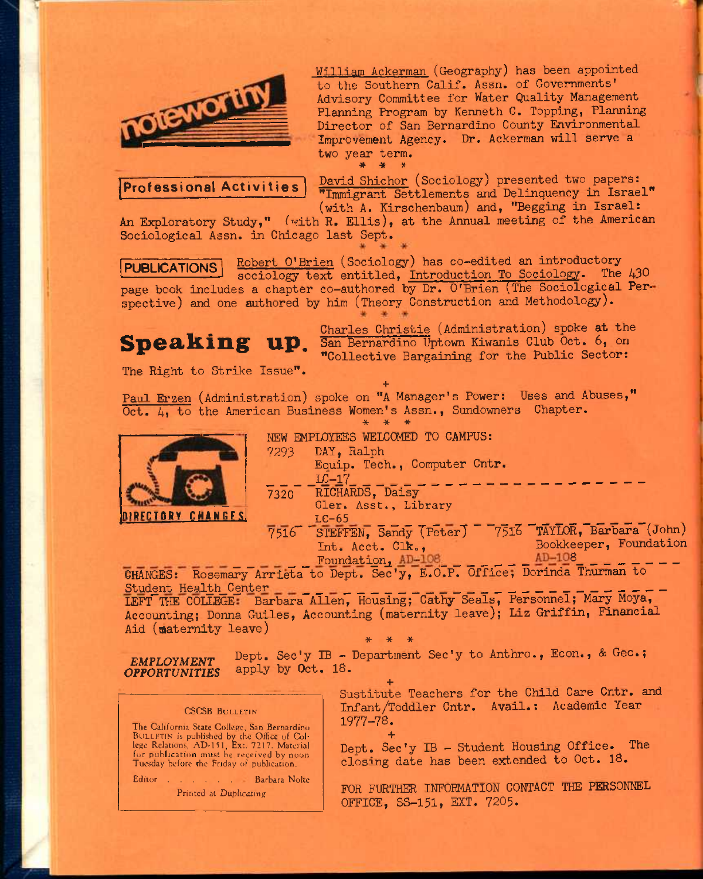## noteworthy

William Ackerman (Geography) has been appointed to the Southern Calif. Assn. of Governments' Advisory Committee for Water Quality Management Planning Program by Kenneth C. Topping, Planning Director of San Bernardino County Environmental Improvement Agency. Dr. Ackerman will serve a two year term.

\* \* \*

### Professional Activities

David Shichor (Sociology) presented two papers: "Immigrant Settlements and Delinquency in Israel" (with A. Kirschenbaum) and, "Begging in Israel: An Exploratory Study," (with R. Ellis), at the Annual meeting of the American Sociological Assn. in Chicago last Sept.

\* \* \*

### PUBLICATIONS

Robert O'Brien (Sociology) has co-edited an introductory sociology text entitled, Introduction To Sociology. The 430 page book includes a chapter co-authored by Dr. O'Brien (The Sociological Perspective) and one authored by him (Theory Construction and Methodology).

\* \* \*

## Speaking up.

Charles Christie (Administration) spoke at the San Bernardino Uptown Kiwanis Club Oct. 6, on "Collective Bargaining for the Public Sector: The Right to Strike Issue".

+

Paul Erzen (Administration) spoke on "A Manager's Power: Uses and Abuses," Oct. 4, to the American Business Women's Assn., Sundowners Chapter.

\* \* \*

### DIRECTORY CHANGES

NEW EMPLOYEES WELCOMED TO CAMPUS:

7293 DAY, Ralph
Equip. Tech., Computer Cntr.
LC-17

7320 RICHARDS, Daisy
Cler. Asst., Library
LC-65

7516 STEFFEN, Sandy (Peter)
Int. Acct. Clk.,
Foundation, AD-108

7516 TAYLOR, Barbara (John)
Bookkeeper, Foundation
AD-108

CHANGES: Rosemary Arrieta to Dept. Sec'y, E.O.P. Office; Dorinda Thurman to Student Health Center

LEFT THE COLLEGE: Barbara Allen, Housing; Cathy Seals, Personnel; Mary Moya, Accounting; Donna Guiles, Accounting (maternity leave); Liz Griffin, Financial Aid (maternity leave)

\* \* \*

### *EMPLOYMENT OPPORTUNITIES*

Dept. Sec'y IB - Department Sec'y to Anthro., Econ., & Geo.; apply by Oct. 18.

+

Sustitute Teachers for the Child Care Cntr. and Infant/Toddler Cntr. Avail.: Academic Year 1977-78.

+

Dept. Sec'y IB - Student Housing Office. The closing date has been extended to Oct. 18.

FOR FURTHER INFORMATION CONTACT THE PERSONNEL OFFICE, SS-151, EXT. 7205.

CSCSB BULLETIN

The California State College, San Bernardino BULLETIN is published by the Office of College Relations, AD-151, Ext. 7217. Material for publication must be received by noon Tuesday before the Friday of publication.

Editor . . . . . . . Barbara Nolte

Printed at Duplicating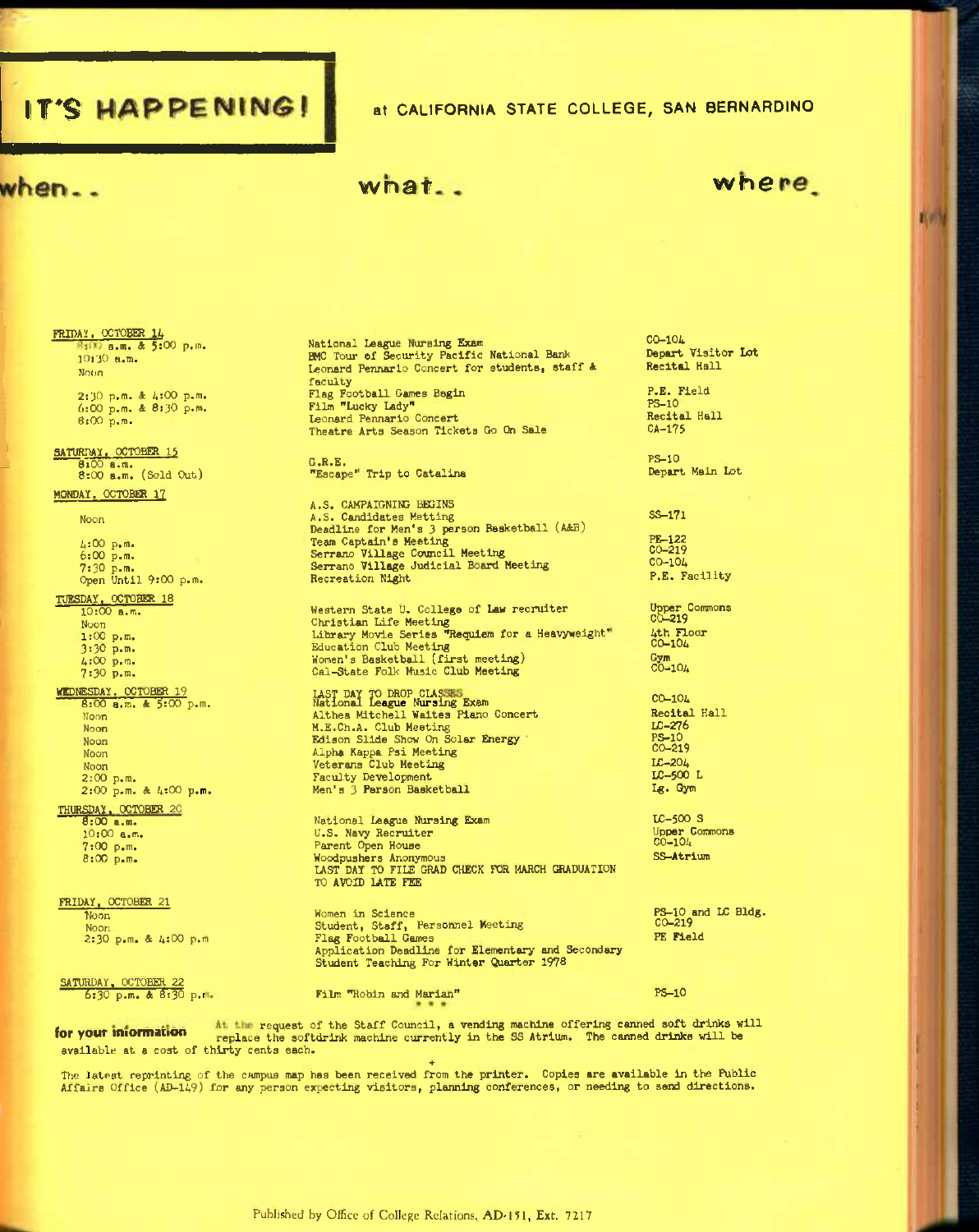# IT'S HAPPENING!

## at CALIFORNIA STATE COLLEGE, SAN BERNARDINO

| when.. | what.. | where. |
| --- | --- | --- |
| **FRIDAY, OCTOBER 14** | | |
| 8:00 a.m. & 5:00 p.m. | National League Nursing Exam | CO-104 |
| 10:30 a.m. | BMC Tour of Security Pacific National Bank | Depart Visitor Lot |
| Noon | Leonard Pennario Concert for students, staff & faculty | Recital Hall |
| 2:30 p.m. & 4:00 p.m. | Flag Football Games Begin | P.E. Field |
| 6:00 p.m. & 8:30 p.m. | Film "Lucky Lady" | PS-10 |
| 8:00 p.m. | Leonard Pennario Concert | Recital Hall |
| | Theatre Arts Season Tickets Go On Sale | CA-175 |
| **SATURDAY, OCTOBER 15** | | |
| 8:00 a.m. | G.R.E. | PS-10 |
| 8:00 a.m. (Sold Out) | "Escape" Trip to Catalina | Depart Main Lot |
| **MONDAY, OCTOBER 17** | | |
| | A.S. CAMPAIGNING BEGINS | |
| Noon | A.S. Candidates Metting | SS-171 |
| | Deadline for Men's 3 person Basketball (A&B) | |
| 4:00 p.m. | Team Captain's Meeting | PE-122 |
| 6:00 p.m. | Serrano Village Council Meeting | CO-219 |
| 7:30 p.m. | Serrano Village Judicial Board Meeting | CO-104 |
| Open Until 9:00 p.m. | Recreation Night | P.E. Facility |
| **TUESDAY, OCTOBER 18** | | |
| 10:00 a.m. | Western State U. College of Law recruiter | Upper Commons |
| Noon | Christian Life Meeting | CO-219 |
| 1:00 p.m. | Library Movie Series "Requiem for a Heavyweight" | 4th Floor |
| 3:30 p.m. | Education Club Meeting | CO-104 |
| 4:00 p.m. | Women's Basketball (first meeting) | Gym |
| 7:30 p.m. | Cal-State Folk Music Club Meeting | CO-104 |
| **WEDNESDAY, OCTOBER 19** | | |
| | LAST DAY TO DROP CLASSES | |
| 8:00 a.m. & 5:00 p.m. | National League Nursing Exam | CO-104 |
| Noon | Althea Mitchell Waites Piano Concert | Recital Hall |
| Noon | M.E.Ch.A. Club Meeting | LC-276 |
| Noon | Edison Slide Show On Solar Energy | PS-10 |
| Noon | Alpha Kappa Psi Meeting | CO-219 |
| Noon | Veterans Club Meeting | LC-204 |
| 2:00 p.m. | Faculty Development | LC-500 L |
| 2:00 p.m. & 4:00 p.m. | Men's 3 Person Basketball | Lg. Gym |
| **THURSDAY, OCTOBER 20** | | |
| 8:00 a.m. | National League Nursing Exam | LC-500 S |
| 10:00 a.m. | U.S. Navy Recruiter | Upper Commons |
| 7:00 p.m. | Parent Open House | CO-104 |
| 8:00 p.m. | Woodpushers Anonymous | SS-Atrium |
| | LAST DAY TO FILE GRAD CHECK FOR MARCH GRADUATION TO AVOID LATE FEE | |
| **FRIDAY, OCTOBER 21** | | |
| Noon | Women in Science | PS-10 and LC Bldg. |
| Noon | Student, Staff, Personnel Meeting | CO-219 |
| 2:30 p.m. & 4:00 p.m | Flag Football Games | PE Field |
| | Application Deadline for Elementary and Secondary Student Teaching For Winter Quarter 1978 | |
| **SATURDAY, OCTOBER 22** | | |
| 6:30 p.m. & 8:30 p.m. | Film "Robin and Marian" | PS-10 |

\* \* \*

**for your information** At the request of the Staff Council, a vending machine offering canned soft drinks will replace the softdrink machine currently in the SS Atrium. The canned drinks will be available at a cost of thirty cents each.

+

The latest reprinting of the campus map has been received from the printer. Copies are available in the Public Affairs Office (AD-149) for any person expecting visitors, planning conferences, or needing to send directions.

Published by Office of College Relations, AD-151, Ext. 7217